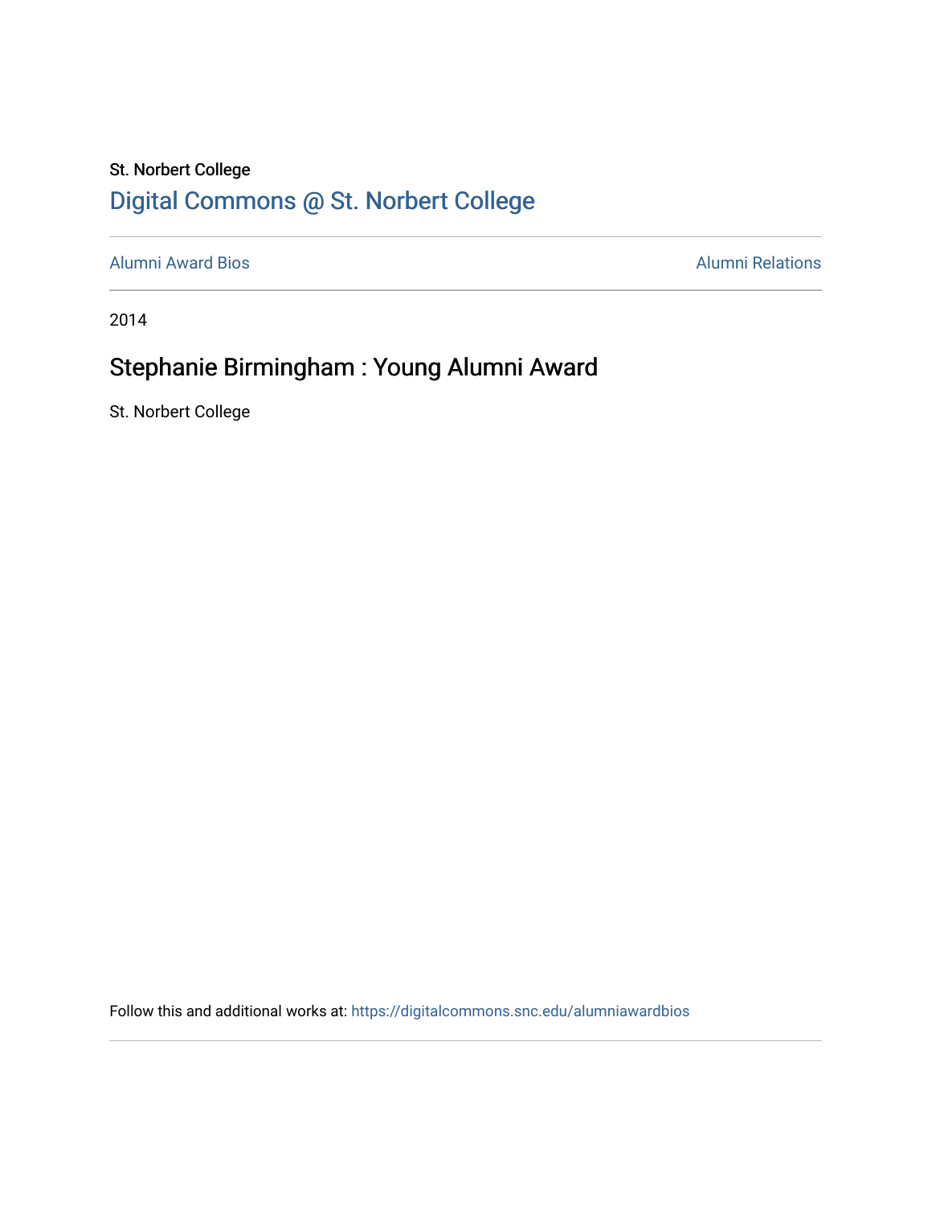St. Norbert College

# Digital Commons @ St. Norbert College

Alumni Award Bios

Alumni Relations

2014

## Stephanie Birmingham : Young Alumni Award

St. Norbert College

Follow this and additional works at: https://digitalcommons.snc.edu/alumniawardbios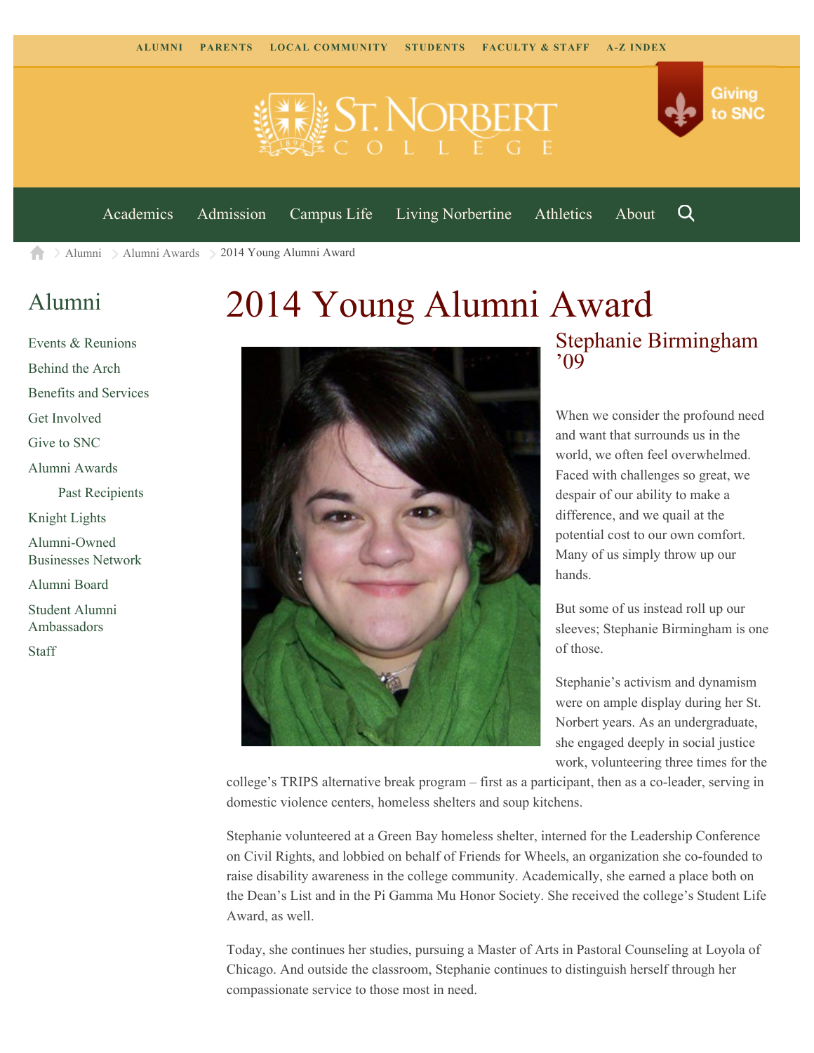ALUMNI PARENTS LOCAL COMMUNITY STUDENTS FACULTY & STAFF A-Z INDEX

Giving to SNC

Academics Admission Campus Life Living Norbertine Athletics About

Alumni > Alumni Awards > 2014 Young Alumni Award

## Alumni

- Events & Reunions
- Behind the Arch
- Benefits and Services
- Get Involved
- Give to SNC
- Alumni Awards
  - Past Recipients
- Knight Lights
- Alumni-Owned Businesses Network
- Alumni Board
- Student Alumni Ambassadors
- Staff

# 2014 Young Alumni Award

## Stephanie Birmingham ’09

When we consider the profound need and want that surrounds us in the world, we often feel overwhelmed. Faced with challenges so great, we despair of our ability to make a difference, and we quail at the potential cost to our own comfort. Many of us simply throw up our hands.

But some of us instead roll up our sleeves; Stephanie Birmingham is one of those.

Stephanie’s activism and dynamism were on ample display during her St. Norbert years. As an undergraduate, she engaged deeply in social justice work, volunteering three times for the college’s TRIPS alternative break program – first as a participant, then as a co-leader, serving in domestic violence centers, homeless shelters and soup kitchens.

Stephanie volunteered at a Green Bay homeless shelter, interned for the Leadership Conference on Civil Rights, and lobbied on behalf of Friends for Wheels, an organization she co-founded to raise disability awareness in the college community. Academically, she earned a place both on the Dean’s List and in the Pi Gamma Mu Honor Society. She received the college’s Student Life Award, as well.

Today, she continues her studies, pursuing a Master of Arts in Pastoral Counseling at Loyola of Chicago. And outside the classroom, Stephanie continues to distinguish herself through her compassionate service to those most in need.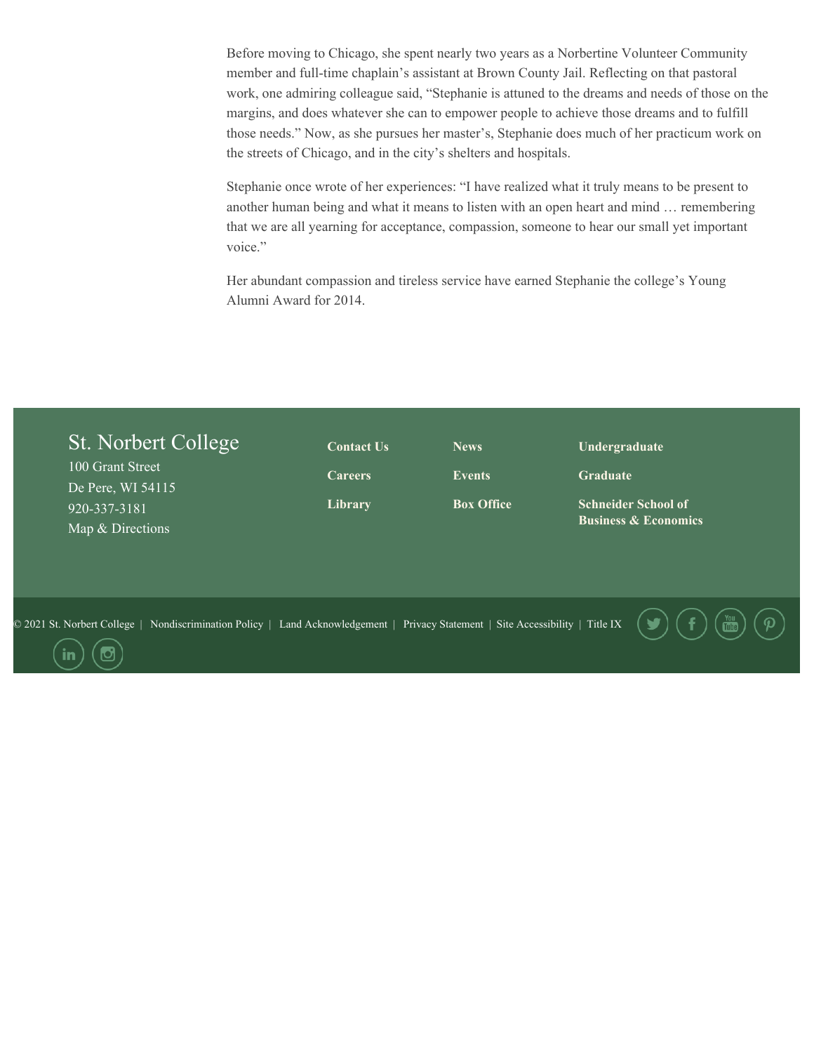Before moving to Chicago, she spent nearly two years as a Norbertine Volunteer Community member and full-time chaplain's assistant at Brown County Jail. Reflecting on that pastoral work, one admiring colleague said, "Stephanie is attuned to the dreams and needs of those on the margins, and does whatever she can to empower people to achieve those dreams and to fulfill those needs." Now, as she pursues her master's, Stephanie does much of her practicum work on the streets of Chicago, and in the city's shelters and hospitals.

Stephanie once wrote of her experiences: "I have realized what it truly means to be present to another human being and what it means to listen with an open heart and mind … remembering that we are all yearning for acceptance, compassion, someone to hear our small yet important voice."

Her abundant compassion and tireless service have earned Stephanie the college's Young Alumni Award for 2014.

St. Norbert College
100 Grant Street
De Pere, WI 54115
920-337-3181
Map & Directions

**Contact Us**
**Careers**
**Library**

**News**
**Events**
**Box Office**

**Undergraduate**
**Graduate**
**Schneider School of Business & Economics**

© 2021 St. Norbert College | Nondiscrimination Policy | Land Acknowledgement | Privacy Statement | Site Accessibility | Title IX